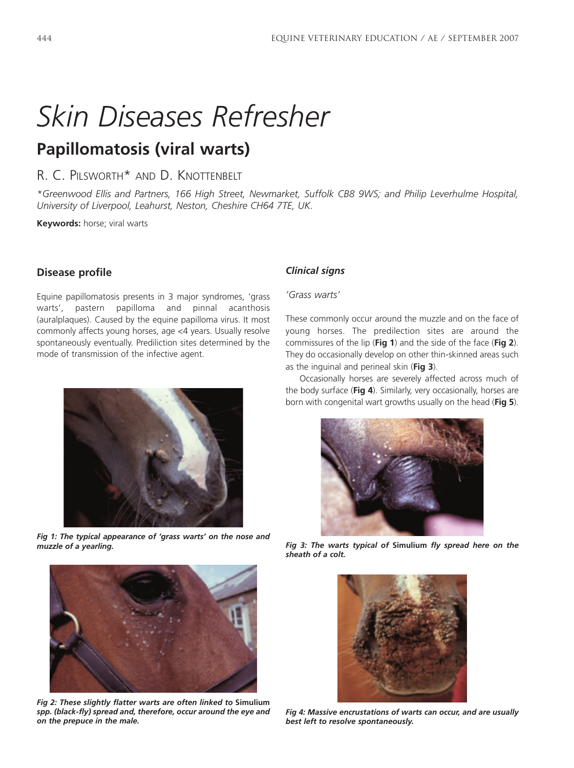# Skin Diseases Refresher

## Papillomatosis (viral warts)

R. C. PILSWORTH* AND D. KNOTTENBELT

*Greenwood Ellis and Partners, 166 High Street, Newmarket, Suffolk CB8 9WS; and Philip Leverhulme Hospital, University of Liverpool, Leahurst, Neston, Cheshire CH64 7TE, UK.*

**Keywords:** horse; viral warts

### Disease profile

Equine papillomatosis presents in 3 major syndromes, 'grass warts', pastern papilloma and pinnal acanthosis (auralplaques). Caused by the equine papilloma virus. It most commonly affects young horses, age <4 years. Usually resolve spontaneously eventually. Prediliction sites determined by the mode of transmission of the infective agent.

***Fig 1: The typical appearance of 'grass warts' on the nose and muzzle of a yearling.***

***Fig 2: These slightly flatter warts are often linked to*** **Simulium** ***spp. (black-fly) spread and, therefore, occur around the eye and on the prepuce in the male.***

### *Clinical signs*

*'Grass warts'*

These commonly occur around the muzzle and on the face of young horses. The predilection sites are around the commissures of the lip (**Fig 1**) and the side of the face (**Fig 2**). They do occasionally develop on other thin-skinned areas such as the inguinal and perineal skin (**Fig 3**).

Occasionally horses are severely affected across much of the body surface (**Fig 4**). Similarly, very occasionally, horses are born with congenital wart growths usually on the head (**Fig 5**).

***Fig 3: The warts typical of*** **Simulium** ***fly spread here on the sheath of a colt.***

***Fig 4: Massive encrustations of warts can occur, and are usually best left to resolve spontaneously.***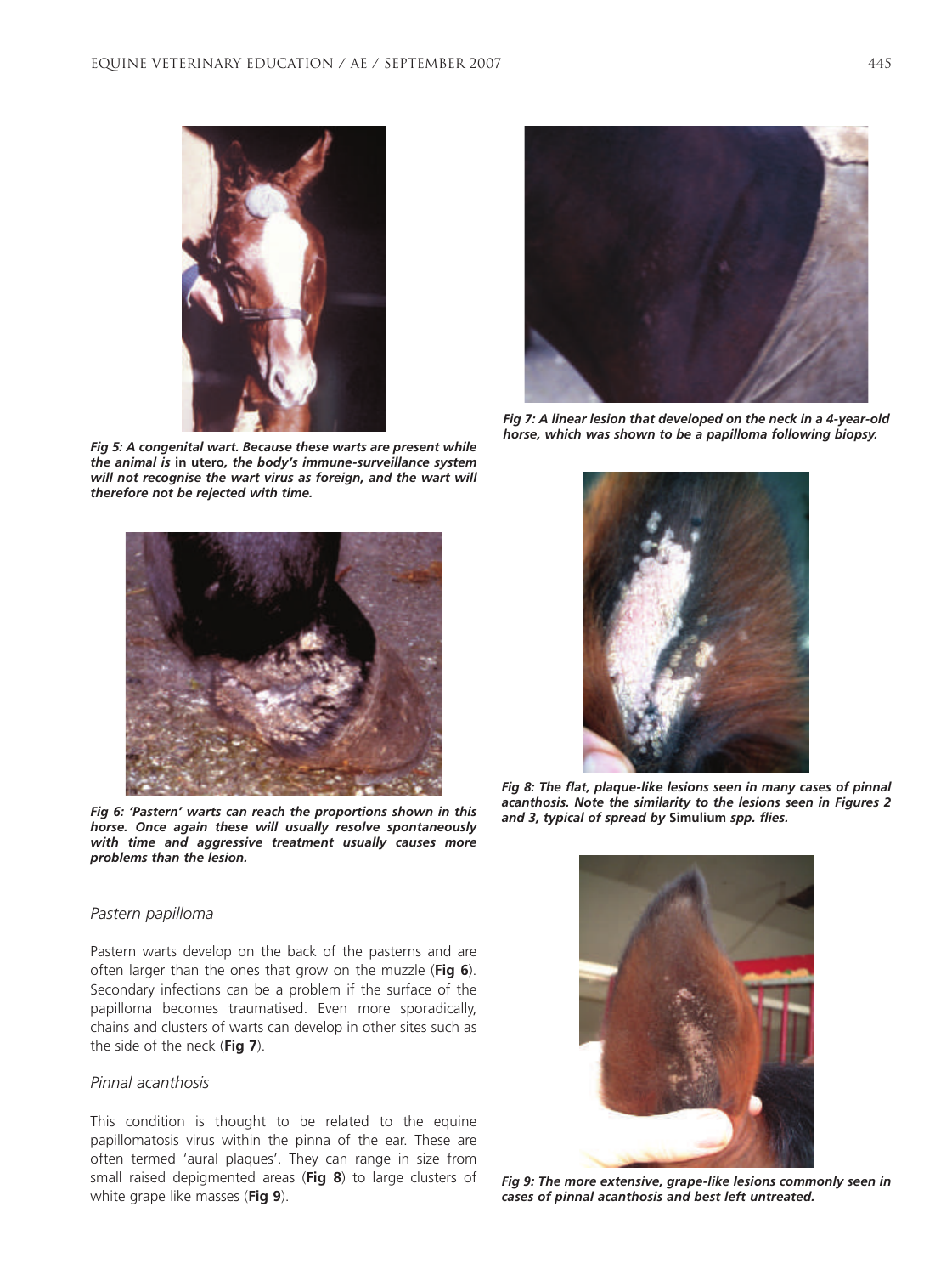*Fig 5: A congenital wart. Because these warts are present while the animal is* in utero*, the body's immune-surveillance system will not recognise the wart virus as foreign, and the wart will therefore not be rejected with time.*

*Fig 6: 'Pastern' warts can reach the proportions shown in this horse. Once again these will usually resolve spontaneously with time and aggressive treatment usually causes more problems than the lesion.*

### Pastern papilloma

Pastern warts develop on the back of the pasterns and are often larger than the ones that grow on the muzzle (**Fig 6**). Secondary infections can be a problem if the surface of the papilloma becomes traumatised. Even more sporadically, chains and clusters of warts can develop in other sites such as the side of the neck (**Fig 7**).

### Pinnal acanthosis

This condition is thought to be related to the equine papillomatosis virus within the pinna of the ear. These are often termed 'aural plaques'. They can range in size from small raised depigmented areas (**Fig 8**) to large clusters of white grape like masses (**Fig 9**).

*Fig 7: A linear lesion that developed on the neck in a 4-year-old horse, which was shown to be a papilloma following biopsy.*

*Fig 8: The flat, plaque-like lesions seen in many cases of pinnal acanthosis. Note the similarity to the lesions seen in Figures 2 and 3, typical of spread by* Simulium *spp. flies.*

*Fig 9: The more extensive, grape-like lesions commonly seen in cases of pinnal acanthosis and best left untreated.*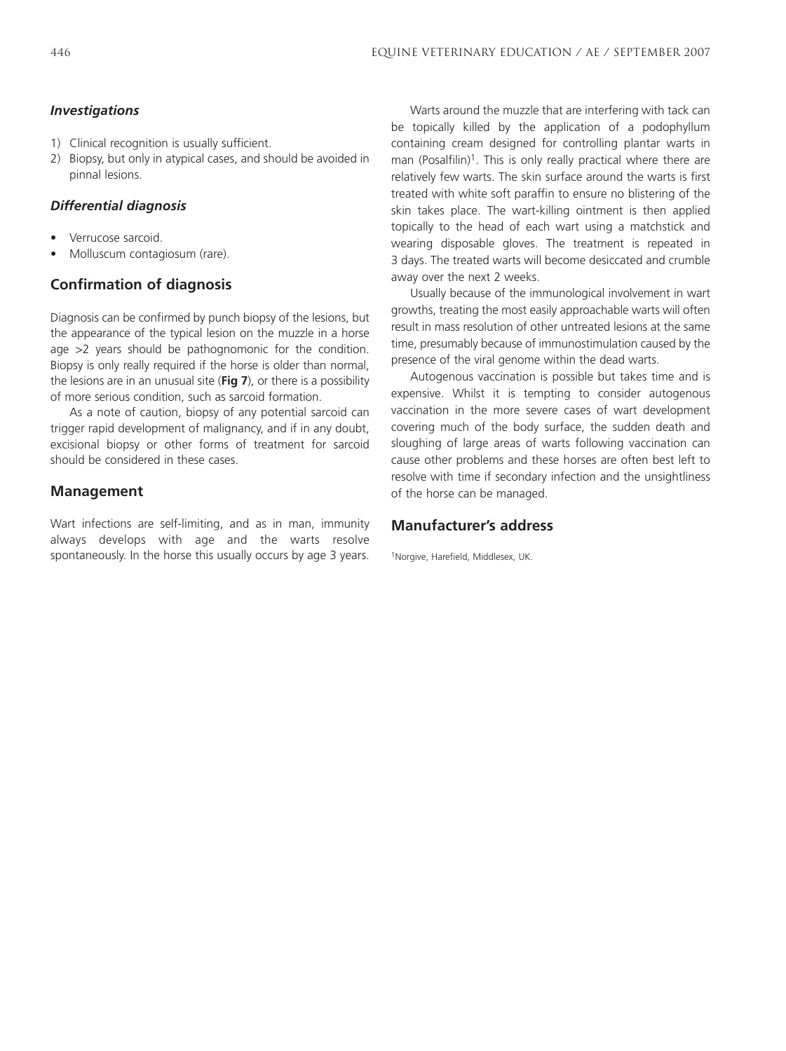### *Investigations*

1) Clinical recognition is usually sufficient.
2) Biopsy, but only in atypical cases, and should be avoided in pinnal lesions.

### *Differential diagnosis*

- Verrucose sarcoid.
- Molluscum contagiosum (rare).

## Confirmation of diagnosis

Diagnosis can be confirmed by punch biopsy of the lesions, but the appearance of the typical lesion on the muzzle in a horse age >2 years should be pathognomonic for the condition. Biopsy is only really required if the horse is older than normal, the lesions are in an unusual site (**Fig 7**), or there is a possibility of more serious condition, such as sarcoid formation.

As a note of caution, biopsy of any potential sarcoid can trigger rapid development of malignancy, and if in any doubt, excisional biopsy or other forms of treatment for sarcoid should be considered in these cases.

## Management

Wart infections are self-limiting, and as in man, immunity always develops with age and the warts resolve spontaneously. In the horse this usually occurs by age 3 years.

Warts around the muzzle that are interfering with tack can be topically killed by the application of a podophyllum containing cream designed for controlling plantar warts in man (Posalfilin)[1]. This is only really practical where there are relatively few warts. The skin surface around the warts is first treated with white soft paraffin to ensure no blistering of the skin takes place. The wart-killing ointment is then applied topically to the head of each wart using a matchstick and wearing disposable gloves. The treatment is repeated in 3 days. The treated warts will become desiccated and crumble away over the next 2 weeks.

Usually because of the immunological involvement in wart growths, treating the most easily approachable warts will often result in mass resolution of other untreated lesions at the same time, presumably because of immunostimulation caused by the presence of the viral genome within the dead warts.

Autogenous vaccination is possible but takes time and is expensive. Whilst it is tempting to consider autogenous vaccination in the more severe cases of wart development covering much of the body surface, the sudden death and sloughing of large areas of warts following vaccination can cause other problems and these horses are often best left to resolve with time if secondary infection and the unsightliness of the horse can be managed.

## Manufacturer's address

[1]Norgive, Harefield, Middlesex, UK.